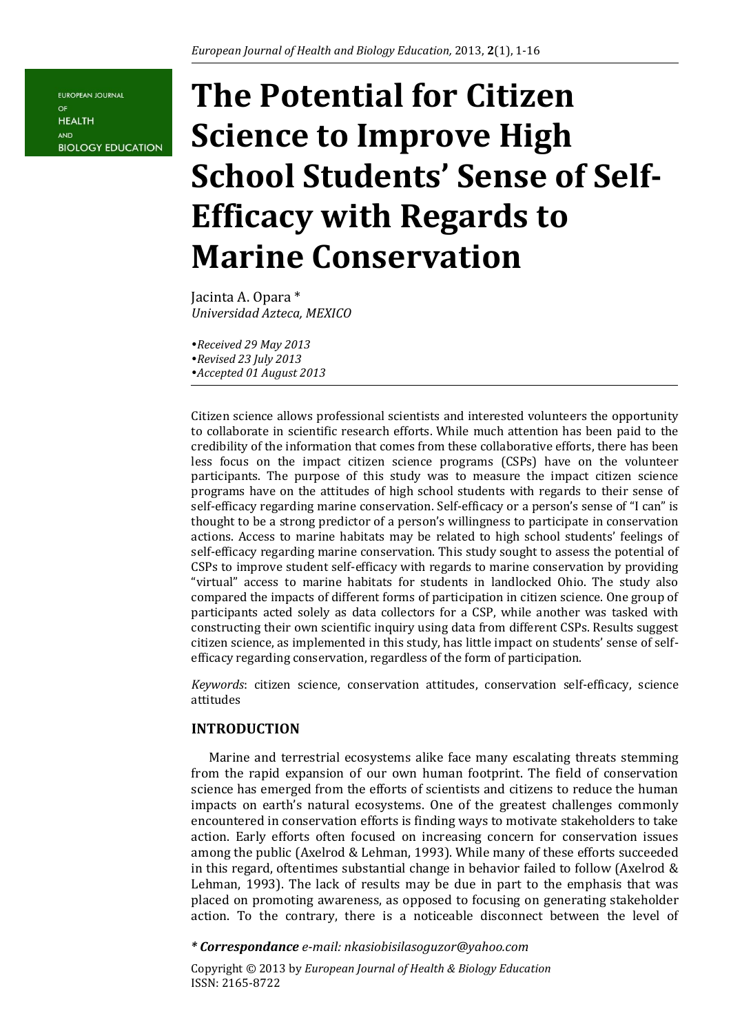# The Potential for Citizen Science to Improve High School Students' Sense of Self-Efficacy with Regards to Marine Conservation

Jacinta A. Opara *
*Universidad Azteca, MEXICO*

- *Received 29 May 2013*
- *Revised 23 July 2013*
- *Accepted 01 August 2013*

Citizen science allows professional scientists and interested volunteers the opportunity to collaborate in scientific research efforts. While much attention has been paid to the credibility of the information that comes from these collaborative efforts, there has been less focus on the impact citizen science programs (CSPs) have on the volunteer participants. The purpose of this study was to measure the impact citizen science programs have on the attitudes of high school students with regards to their sense of self-efficacy regarding marine conservation. Self-efficacy or a person's sense of "I can" is thought to be a strong predictor of a person's willingness to participate in conservation actions. Access to marine habitats may be related to high school students' feelings of self-efficacy regarding marine conservation. This study sought to assess the potential of CSPs to improve student self-efficacy with regards to marine conservation by providing "virtual" access to marine habitats for students in landlocked Ohio. The study also compared the impacts of different forms of participation in citizen science. One group of participants acted solely as data collectors for a CSP, while another was tasked with constructing their own scientific inquiry using data from different CSPs. Results suggest citizen science, as implemented in this study, has little impact on students' sense of self-efficacy regarding conservation, regardless of the form of participation.

*Keywords*: citizen science, conservation attitudes, conservation self-efficacy, science attitudes

## INTRODUCTION

Marine and terrestrial ecosystems alike face many escalating threats stemming from the rapid expansion of our own human footprint. The field of conservation science has emerged from the efforts of scientists and citizens to reduce the human impacts on earth's natural ecosystems. One of the greatest challenges commonly encountered in conservation efforts is finding ways to motivate stakeholders to take action. Early efforts often focused on increasing concern for conservation issues among the public (Axelrod & Lehman, 1993). While many of these efforts succeeded in this regard, oftentimes substantial change in behavior failed to follow (Axelrod & Lehman, 1993). The lack of results may be due in part to the emphasis that was placed on promoting awareness, as opposed to focusing on generating stakeholder action. To the contrary, there is a noticeable disconnect between the level of

***Correspondance*** *e-mail: nkasiobisilasoguzor@yahoo.com*

Copyright © 2013 by *European Journal of Health & Biology Education*
ISSN: 2165-8722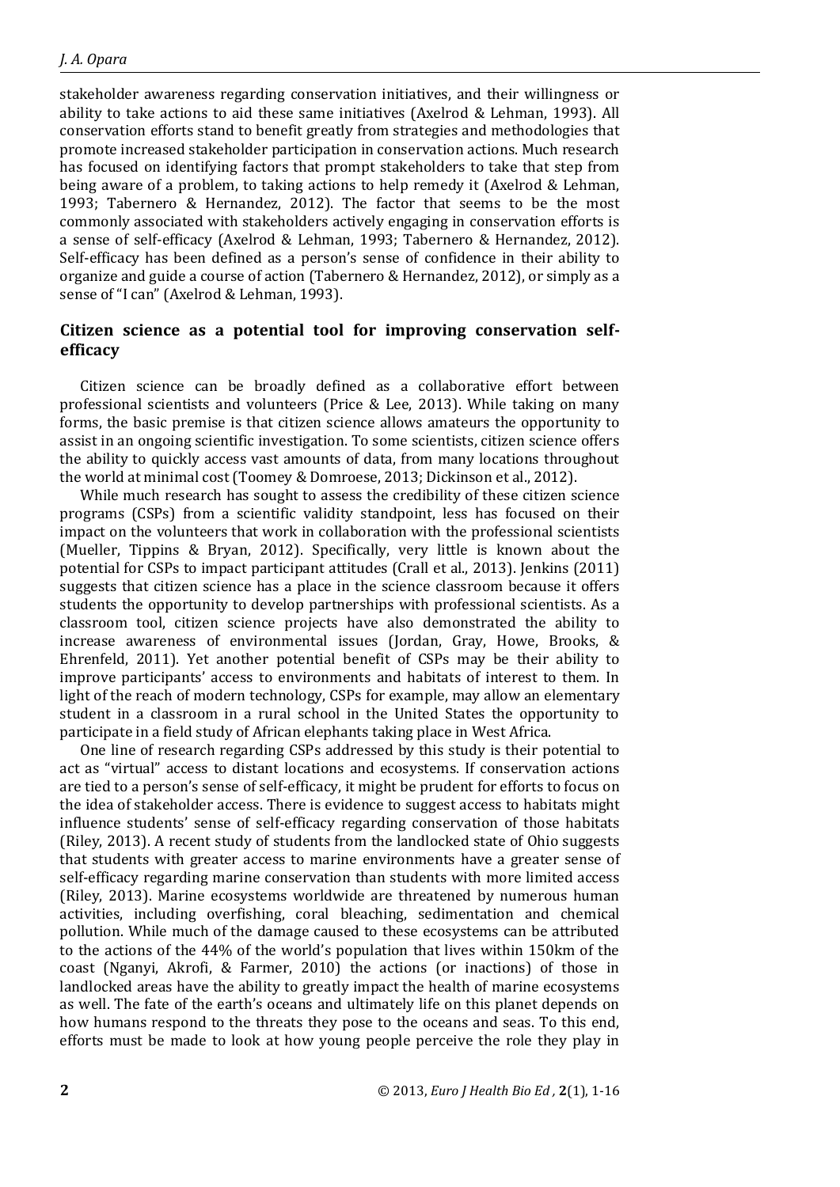stakeholder awareness regarding conservation initiatives, and their willingness or ability to take actions to aid these same initiatives (Axelrod & Lehman, 1993). All conservation efforts stand to benefit greatly from strategies and methodologies that promote increased stakeholder participation in conservation actions. Much research has focused on identifying factors that prompt stakeholders to take that step from being aware of a problem, to taking actions to help remedy it (Axelrod & Lehman, 1993; Tabernero & Hernandez, 2012). The factor that seems to be the most commonly associated with stakeholders actively engaging in conservation efforts is a sense of self-efficacy (Axelrod & Lehman, 1993; Tabernero & Hernandez, 2012). Self-efficacy has been defined as a person's sense of confidence in their ability to organize and guide a course of action (Tabernero & Hernandez, 2012), or simply as a sense of "I can" (Axelrod & Lehman, 1993).

## Citizen science as a potential tool for improving conservation self-efficacy

Citizen science can be broadly defined as a collaborative effort between professional scientists and volunteers (Price & Lee, 2013). While taking on many forms, the basic premise is that citizen science allows amateurs the opportunity to assist in an ongoing scientific investigation. To some scientists, citizen science offers the ability to quickly access vast amounts of data, from many locations throughout the world at minimal cost (Toomey & Domroese, 2013; Dickinson et al., 2012).

While much research has sought to assess the credibility of these citizen science programs (CSPs) from a scientific validity standpoint, less has focused on their impact on the volunteers that work in collaboration with the professional scientists (Mueller, Tippins & Bryan, 2012). Specifically, very little is known about the potential for CSPs to impact participant attitudes (Crall et al., 2013). Jenkins (2011) suggests that citizen science has a place in the science classroom because it offers students the opportunity to develop partnerships with professional scientists. As a classroom tool, citizen science projects have also demonstrated the ability to increase awareness of environmental issues (Jordan, Gray, Howe, Brooks, & Ehrenfeld, 2011). Yet another potential benefit of CSPs may be their ability to improve participants' access to environments and habitats of interest to them. In light of the reach of modern technology, CSPs for example, may allow an elementary student in a classroom in a rural school in the United States the opportunity to participate in a field study of African elephants taking place in West Africa.

One line of research regarding CSPs addressed by this study is their potential to act as "virtual" access to distant locations and ecosystems. If conservation actions are tied to a person's sense of self-efficacy, it might be prudent for efforts to focus on the idea of stakeholder access. There is evidence to suggest access to habitats might influence students' sense of self-efficacy regarding conservation of those habitats (Riley, 2013). A recent study of students from the landlocked state of Ohio suggests that students with greater access to marine environments have a greater sense of self-efficacy regarding marine conservation than students with more limited access (Riley, 2013). Marine ecosystems worldwide are threatened by numerous human activities, including overfishing, coral bleaching, sedimentation and chemical pollution. While much of the damage caused to these ecosystems can be attributed to the actions of the 44% of the world's population that lives within 150km of the coast (Nganyi, Akrofi, & Farmer, 2010) the actions (or inactions) of those in landlocked areas have the ability to greatly impact the health of marine ecosystems as well. The fate of the earth's oceans and ultimately life on this planet depends on how humans respond to the threats they pose to the oceans and seas. To this end, efforts must be made to look at how young people perceive the role they play in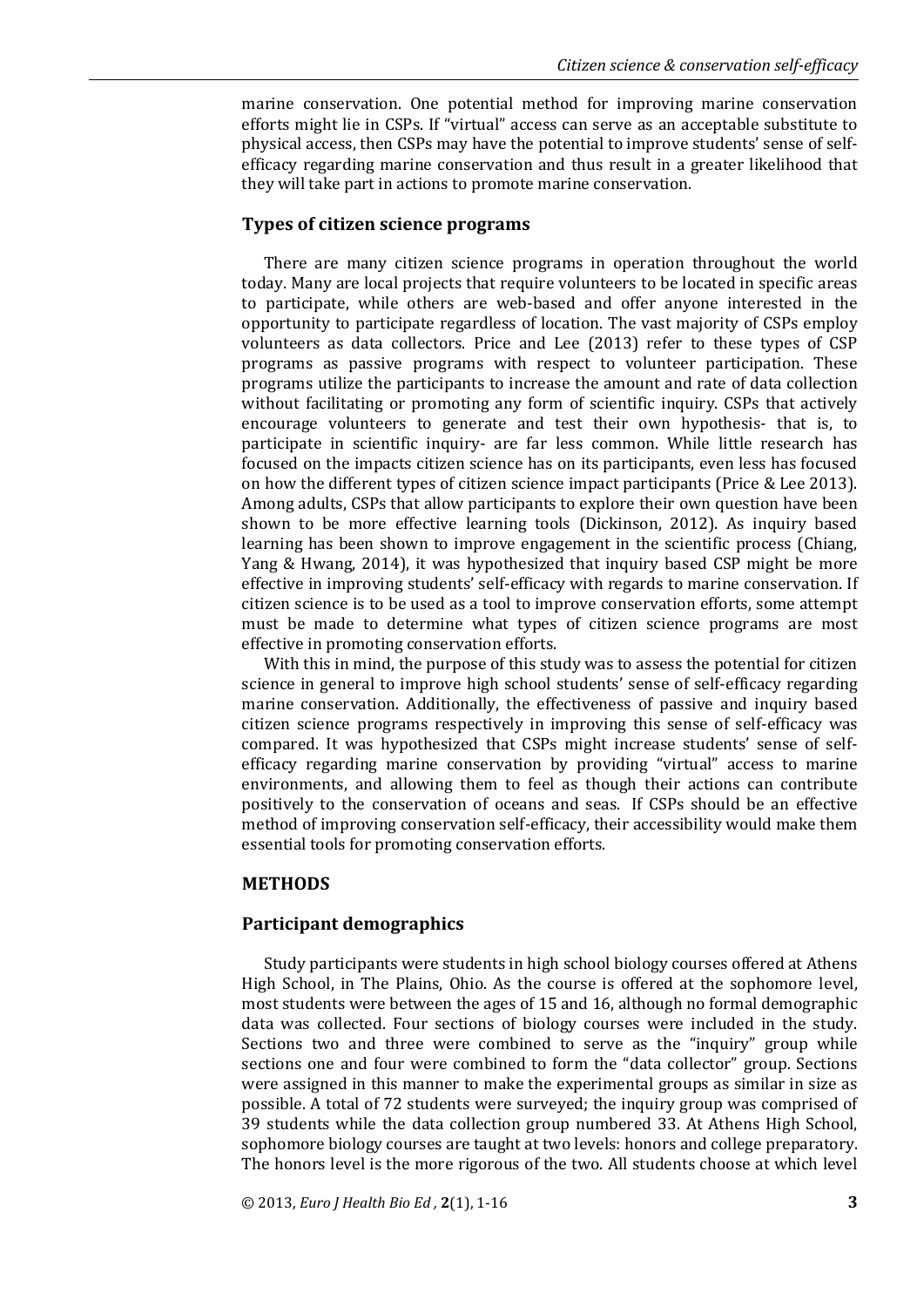marine conservation. One potential method for improving marine conservation efforts might lie in CSPs. If "virtual" access can serve as an acceptable substitute to physical access, then CSPs may have the potential to improve students' sense of self-efficacy regarding marine conservation and thus result in a greater likelihood that they will take part in actions to promote marine conservation.

## Types of citizen science programs

There are many citizen science programs in operation throughout the world today. Many are local projects that require volunteers to be located in specific areas to participate, while others are web-based and offer anyone interested in the opportunity to participate regardless of location. The vast majority of CSPs employ volunteers as data collectors. Price and Lee (2013) refer to these types of CSP programs as passive programs with respect to volunteer participation. These programs utilize the participants to increase the amount and rate of data collection without facilitating or promoting any form of scientific inquiry. CSPs that actively encourage volunteers to generate and test their own hypothesis- that is, to participate in scientific inquiry- are far less common. While little research has focused on the impacts citizen science has on its participants, even less has focused on how the different types of citizen science impact participants (Price & Lee 2013). Among adults, CSPs that allow participants to explore their own question have been shown to be more effective learning tools (Dickinson, 2012). As inquiry based learning has been shown to improve engagement in the scientific process (Chiang, Yang & Hwang, 2014), it was hypothesized that inquiry based CSP might be more effective in improving students' self-efficacy with regards to marine conservation. If citizen science is to be used as a tool to improve conservation efforts, some attempt must be made to determine what types of citizen science programs are most effective in promoting conservation efforts.

With this in mind, the purpose of this study was to assess the potential for citizen science in general to improve high school students' sense of self-efficacy regarding marine conservation. Additionally, the effectiveness of passive and inquiry based citizen science programs respectively in improving this sense of self-efficacy was compared. It was hypothesized that CSPs might increase students' sense of self-efficacy regarding marine conservation by providing "virtual" access to marine environments, and allowing them to feel as though their actions can contribute positively to the conservation of oceans and seas. If CSPs should be an effective method of improving conservation self-efficacy, their accessibility would make them essential tools for promoting conservation efforts.

# METHODS

## Participant demographics

Study participants were students in high school biology courses offered at Athens High School, in The Plains, Ohio. As the course is offered at the sophomore level, most students were between the ages of 15 and 16, although no formal demographic data was collected. Four sections of biology courses were included in the study. Sections two and three were combined to serve as the "inquiry" group while sections one and four were combined to form the "data collector" group. Sections were assigned in this manner to make the experimental groups as similar in size as possible. A total of 72 students were surveyed; the inquiry group was comprised of 39 students while the data collection group numbered 33. At Athens High School, sophomore biology courses are taught at two levels: honors and college preparatory. The honors level is the more rigorous of the two. All students choose at which level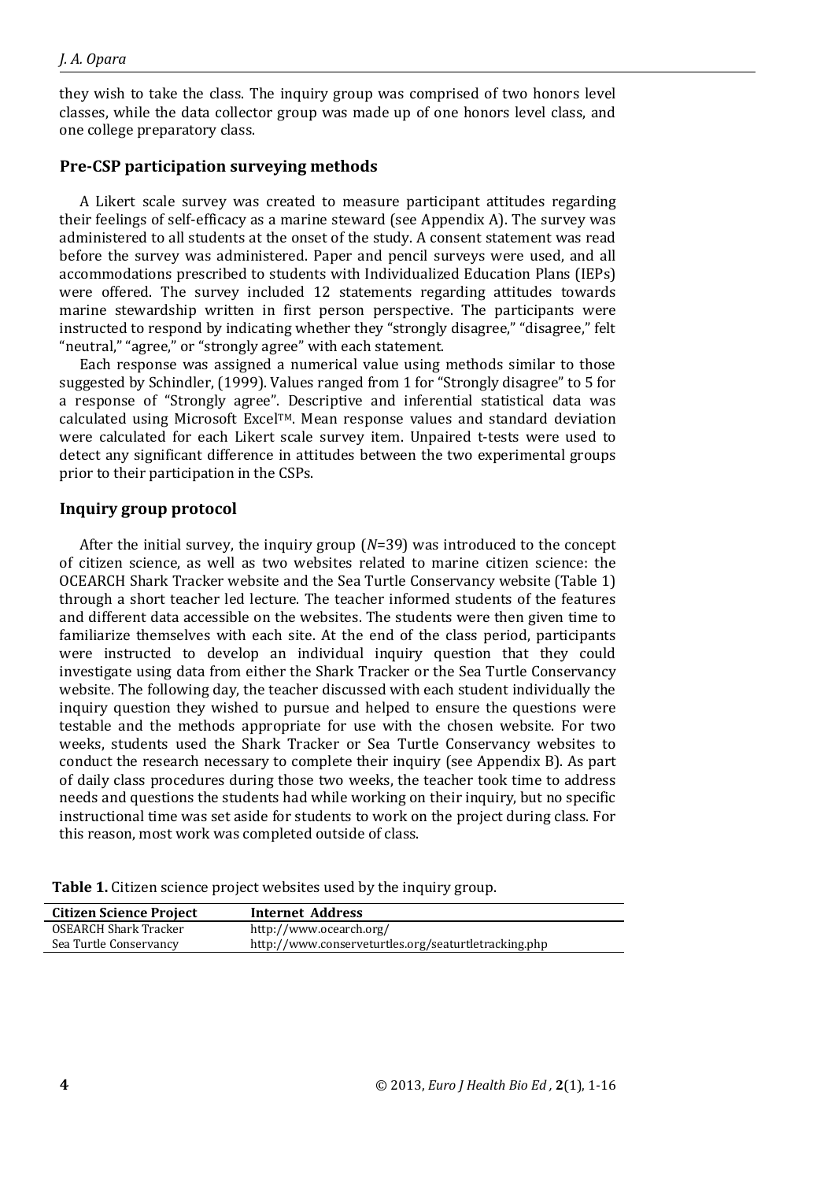they wish to take the class. The inquiry group was comprised of two honors level classes, while the data collector group was made up of one honors level class, and one college preparatory class.

## Pre-CSP participation surveying methods

A Likert scale survey was created to measure participant attitudes regarding their feelings of self-efficacy as a marine steward (see Appendix A). The survey was administered to all students at the onset of the study. A consent statement was read before the survey was administered. Paper and pencil surveys were used, and all accommodations prescribed to students with Individualized Education Plans (IEPs) were offered. The survey included 12 statements regarding attitudes towards marine stewardship written in first person perspective. The participants were instructed to respond by indicating whether they "strongly disagree," "disagree," felt "neutral," "agree," or "strongly agree" with each statement.

Each response was assigned a numerical value using methods similar to those suggested by Schindler, (1999). Values ranged from 1 for "Strongly disagree" to 5 for a response of "Strongly agree". Descriptive and inferential statistical data was calculated using Microsoft Excel™. Mean response values and standard deviation were calculated for each Likert scale survey item. Unpaired t-tests were used to detect any significant difference in attitudes between the two experimental groups prior to their participation in the CSPs.

## Inquiry group protocol

After the initial survey, the inquiry group ($N$=39) was introduced to the concept of citizen science, as well as two websites related to marine citizen science: the OCEARCH Shark Tracker website and the Sea Turtle Conservancy website (Table 1) through a short teacher led lecture. The teacher informed students of the features and different data accessible on the websites. The students were then given time to familiarize themselves with each site. At the end of the class period, participants were instructed to develop an individual inquiry question that they could investigate using data from either the Shark Tracker or the Sea Turtle Conservancy website. The following day, the teacher discussed with each student individually the inquiry question they wished to pursue and helped to ensure the questions were testable and the methods appropriate for use with the chosen website. For two weeks, students used the Shark Tracker or Sea Turtle Conservancy websites to conduct the research necessary to complete their inquiry (see Appendix B). As part of daily class procedures during those two weeks, the teacher took time to address needs and questions the students had while working on their inquiry, but no specific instructional time was set aside for students to work on the project during class. For this reason, most work was completed outside of class.

**Table 1.** Citizen science project websites used by the inquiry group.

| Citizen Science Project | Internet Address |
|---|---|
| OSEARCH Shark Tracker | http://www.ocearch.org/ |
| Sea Turtle Conservancy | http://www.conserveturtles.org/seaturtletracking.php |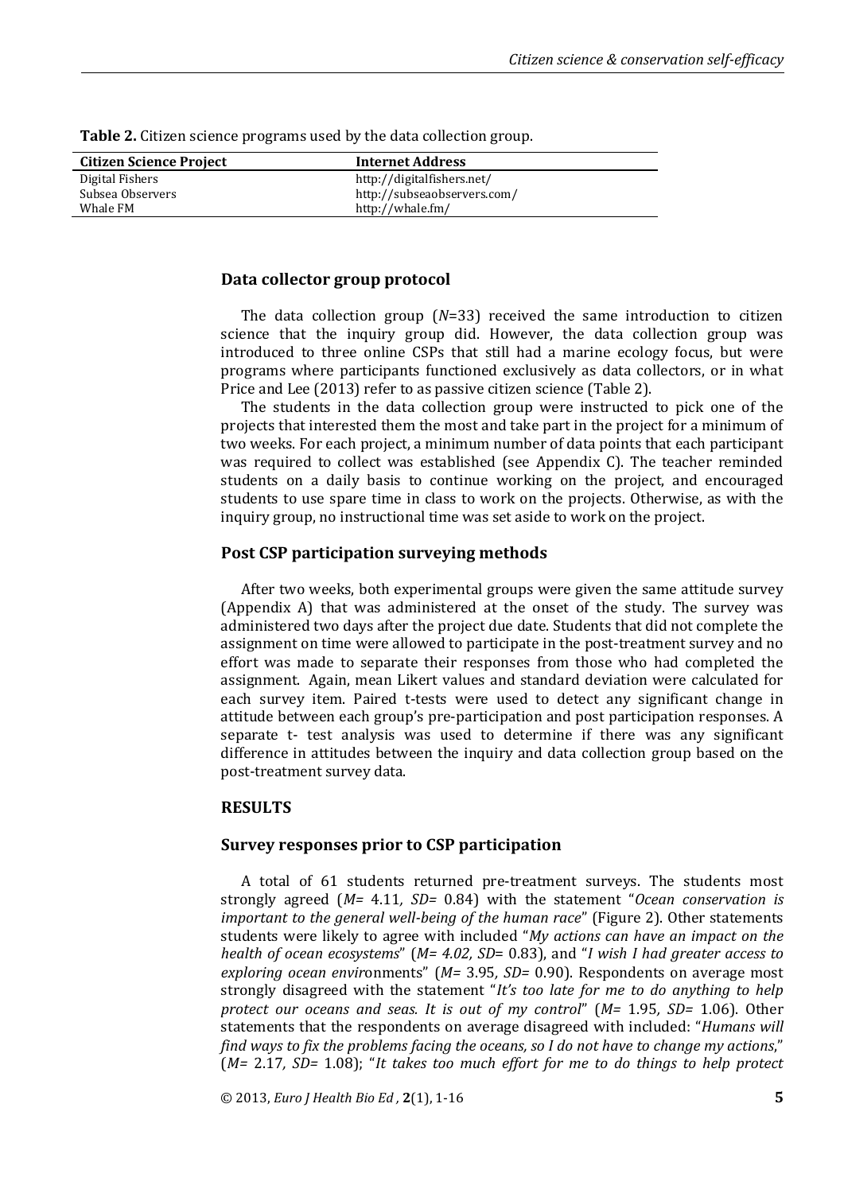**Table 2.** Citizen science programs used by the data collection group.

| Citizen Science Project | Internet Address |
|---|---|
| Digital Fishers | http://digitalfishers.net/ |
| Subsea Observers | http://subseaobservers.com/ |
| Whale FM | http://whale.fm/ |

### Data collector group protocol

The data collection group ($N$=33) received the same introduction to citizen science that the inquiry group did. However, the data collection group was introduced to three online CSPs that still had a marine ecology focus, but were programs where participants functioned exclusively as data collectors, or in what Price and Lee (2013) refer to as passive citizen science (Table 2).

The students in the data collection group were instructed to pick one of the projects that interested them the most and take part in the project for a minimum of two weeks. For each project, a minimum number of data points that each participant was required to collect was established (see Appendix C). The teacher reminded students on a daily basis to continue working on the project, and encouraged students to use spare time in class to work on the projects. Otherwise, as with the inquiry group, no instructional time was set aside to work on the project.

### Post CSP participation surveying methods

After two weeks, both experimental groups were given the same attitude survey (Appendix A) that was administered at the onset of the study. The survey was administered two days after the project due date. Students that did not complete the assignment on time were allowed to participate in the post-treatment survey and no effort was made to separate their responses from those who had completed the assignment. Again, mean Likert values and standard deviation were calculated for each survey item. Paired t-tests were used to detect any significant change in attitude between each group's pre-participation and post participation responses. A separate t- test analysis was used to determine if there was any significant difference in attitudes between the inquiry and data collection group based on the post-treatment survey data.

## RESULTS

### Survey responses prior to CSP participation

A total of 61 students returned pre-treatment surveys. The students most strongly agreed ($M$= 4.11, $SD$= 0.84) with the statement "*Ocean conservation is important to the general well-being of the human race*" (Figure 2). Other statements students were likely to agree with included "*My actions can have an impact on the health of ocean ecosystems*" ($M$= 4.02, $SD$= 0.83), and "*I wish I had greater access to exploring ocean environments*" ($M$= 3.95, $SD$= 0.90). Respondents on average most strongly disagreed with the statement "*It's too late for me to do anything to help protect our oceans and seas. It is out of my control*" ($M$= 1.95, $SD$= 1.06). Other statements that the respondents on average disagreed with included: "*Humans will find ways to fix the problems facing the oceans, so I do not have to change my actions*," ($M$= 2.17, $SD$= 1.08); "*It takes too much effort for me to do things to help protect*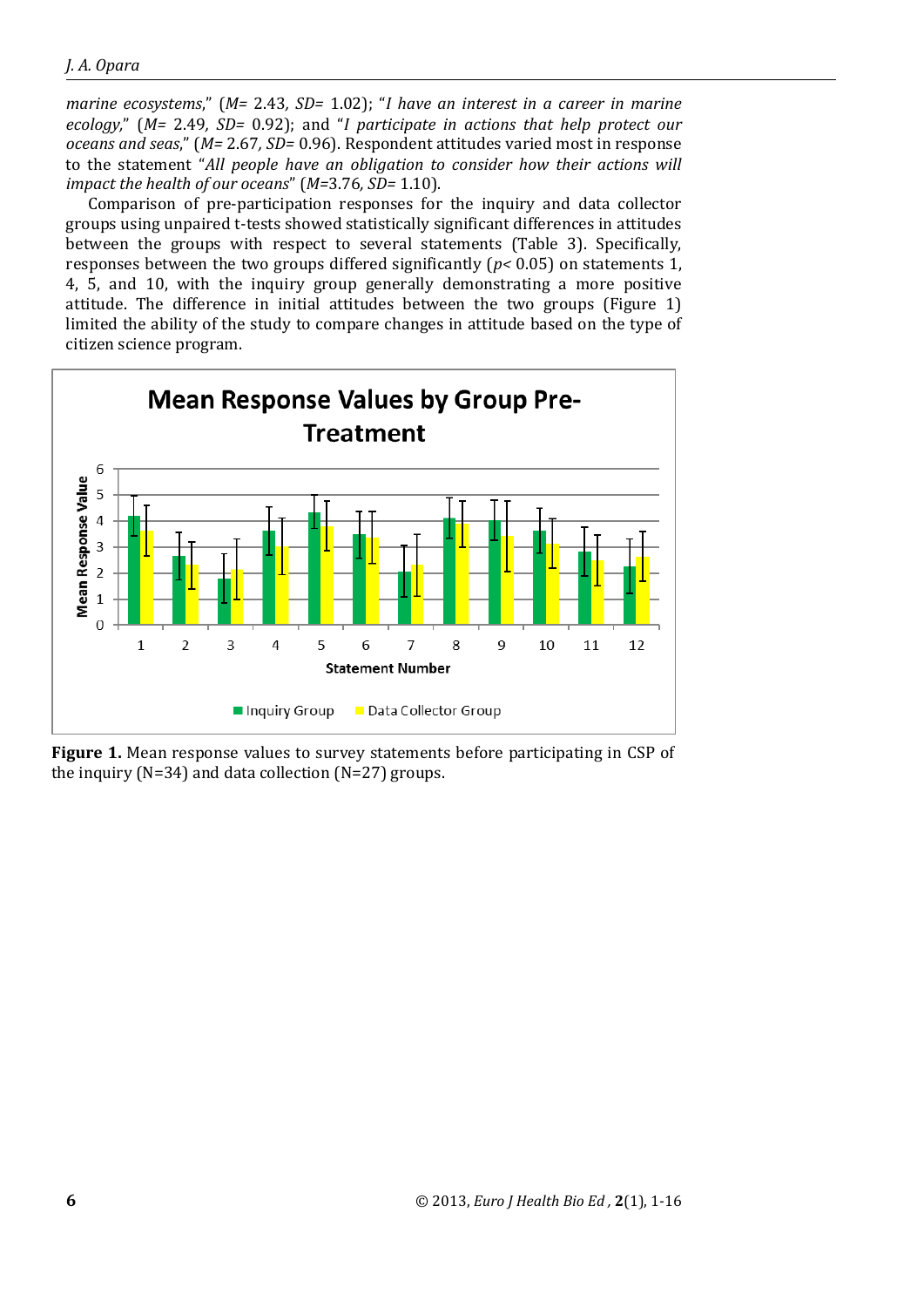*marine ecosystems*," ($M$= 2.43, $SD$= 1.02); "*I have an interest in a career in marine ecology*," ($M$= 2.49, $SD$= 0.92); and "*I participate in actions that help protect our oceans and seas*," ($M$= 2.67, $SD$= 0.96). Respondent attitudes varied most in response to the statement "*All people have an obligation to consider how their actions will impact the health of our oceans*" ($M$=3.76, $SD$= 1.10).

Comparison of pre-participation responses for the inquiry and data collector groups using unpaired t-tests showed statistically significant differences in attitudes between the groups with respect to several statements (Table 3). Specifically, responses between the two groups differed significantly ($p < 0.05$) on statements 1, 4, 5, and 10, with the inquiry group generally demonstrating a more positive attitude. The difference in initial attitudes between the two groups (Figure 1) limited the ability of the study to compare changes in attitude based on the type of citizen science program.

**Figure 1.** Mean response values to survey statements before participating in CSP of the inquiry (N=34) and data collection (N=27) groups.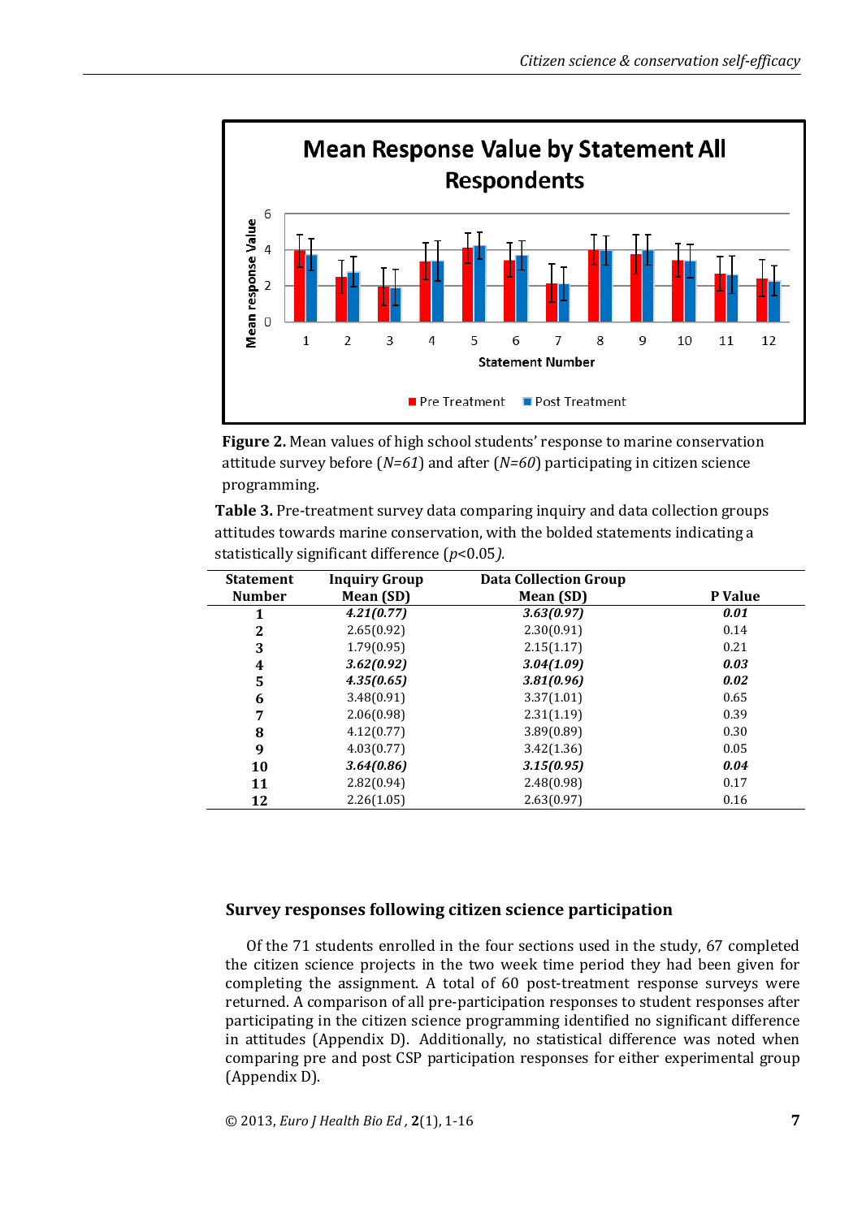**Figure 2.** Mean values of high school students' response to marine conservation attitude survey before (*N=61*) and after (*N=60*) participating in citizen science programming.

**Table 3.** Pre-treatment survey data comparing inquiry and data collection groups attitudes towards marine conservation, with the bolded statements indicating a statistically significant difference ($p<0.05$).

| Statement Number | Inquiry Group Mean (SD) | Data Collection Group Mean (SD) | P Value |
|---|---|---|---|
| **1** | ***4.21(0.77)*** | ***3.63(0.97)*** | ***0.01*** |
| **2** | 2.65(0.92) | 2.30(0.91) | 0.14 |
| **3** | 1.79(0.95) | 2.15(1.17) | 0.21 |
| **4** | ***3.62(0.92)*** | ***3.04(1.09)*** | ***0.03*** |
| **5** | ***4.35(0.65)*** | ***3.81(0.96)*** | ***0.02*** |
| **6** | 3.48(0.91) | 3.37(1.01) | 0.65 |
| **7** | 2.06(0.98) | 2.31(1.19) | 0.39 |
| **8** | 4.12(0.77) | 3.89(0.89) | 0.30 |
| **9** | 4.03(0.77) | 3.42(1.36) | 0.05 |
| **10** | ***3.64(0.86)*** | ***3.15(0.95)*** | ***0.04*** |
| **11** | 2.82(0.94) | 2.48(0.98) | 0.17 |
| **12** | 2.26(1.05) | 2.63(0.97) | 0.16 |

### Survey responses following citizen science participation

Of the 71 students enrolled in the four sections used in the study, 67 completed the citizen science projects in the two week time period they had been given for completing the assignment. A total of 60 post-treatment response surveys were returned. A comparison of all pre-participation responses to student responses after participating in the citizen science programming identified no significant difference in attitudes (Appendix D). Additionally, no statistical difference was noted when comparing pre and post CSP participation responses for either experimental group (Appendix D).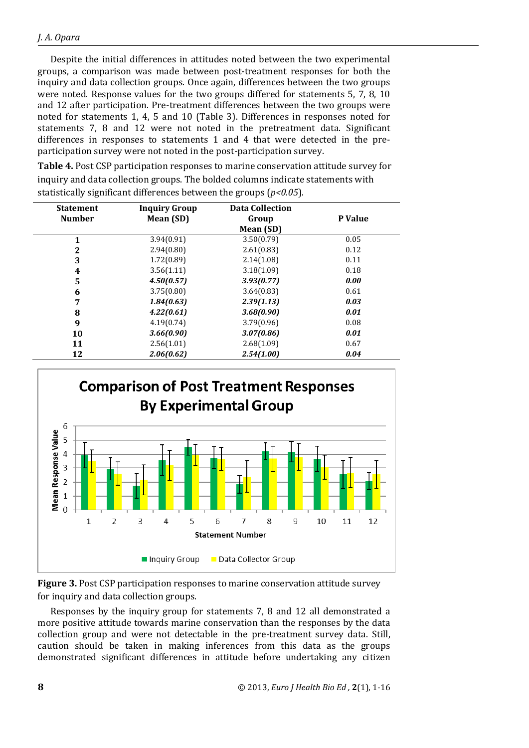Despite the initial differences in attitudes noted between the two experimental groups, a comparison was made between post-treatment responses for both the inquiry and data collection groups. Once again, differences between the two groups were noted. Response values for the two groups differed for statements 5, 7, 8, 10 and 12 after participation. Pre-treatment differences between the two groups were noted for statements 1, 4, 5 and 10 (Table 3). Differences in responses noted for statements 7, 8 and 12 were not noted in the pretreatment data. Significant differences in responses to statements 1 and 4 that were detected in the pre-participation survey were not noted in the post-participation survey.

**Table 4.** Post CSP participation responses to marine conservation attitude survey for inquiry and data collection groups. The bolded columns indicate statements with statistically significant differences between the groups (*p<0.05*).

| Statement Number | Inquiry Group Mean (SD) | Data Collection Group Mean (SD) | P Value |
|---|---|---|---|
| **1** | 3.94(0.91) | 3.50(0.79) | 0.05 |
| **2** | 2.94(0.80) | 2.61(0.83) | 0.12 |
| **3** | 1.72(0.89) | 2.14(1.08) | 0.11 |
| **4** | 3.56(1.11) | 3.18(1.09) | 0.18 |
| **5** | ***4.50(0.57)*** | ***3.93(0.77)*** | ***0.00*** |
| **6** | 3.75(0.80) | 3.64(0.83) | 0.61 |
| **7** | ***1.84(0.63)*** | ***2.39(1.13)*** | ***0.03*** |
| **8** | ***4.22(0.61)*** | ***3.68(0.90)*** | ***0.01*** |
| **9** | 4.19(0.74) | 3.79(0.96) | 0.08 |
| **10** | ***3.66(0.90)*** | ***3.07(0.86)*** | ***0.01*** |
| **11** | 2.56(1.01) | 2.68(1.09) | 0.67 |
| **12** | ***2.06(0.62)*** | ***2.54(1.00)*** | ***0.04*** |

**Figure 3.** Post CSP participation responses to marine conservation attitude survey for inquiry and data collection groups.

Responses by the inquiry group for statements 7, 8 and 12 all demonstrated a more positive attitude towards marine conservation than the responses by the data collection group and were not detectable in the pre-treatment survey data. Still, caution should be taken in making inferences from this data as the groups demonstrated significant differences in attitude before undertaking any citizen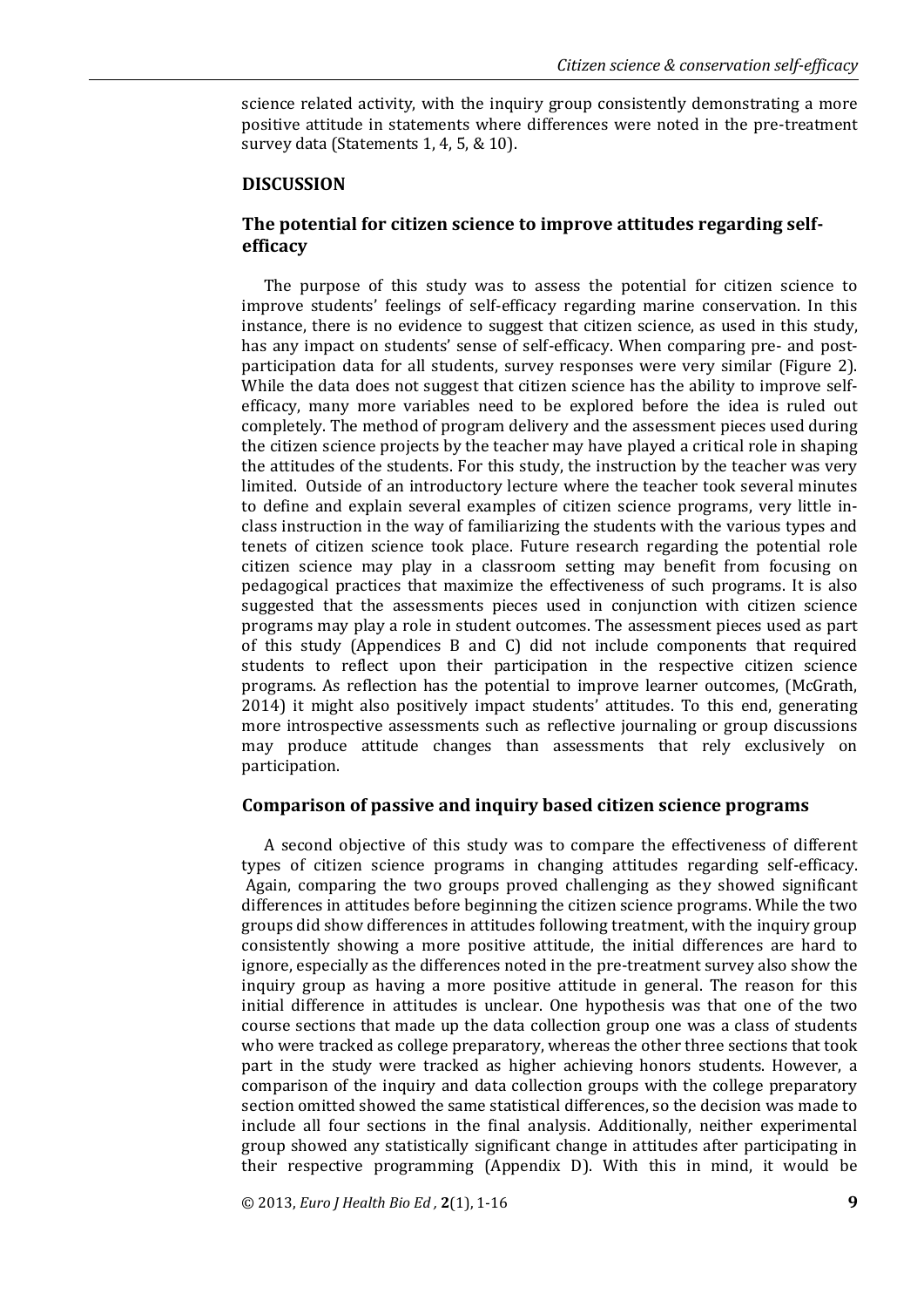science related activity, with the inquiry group consistently demonstrating a more positive attitude in statements where differences were noted in the pre-treatment survey data (Statements 1, 4, 5, & 10).

## DISCUSSION

### The potential for citizen science to improve attitudes regarding self-efficacy

The purpose of this study was to assess the potential for citizen science to improve students' feelings of self-efficacy regarding marine conservation. In this instance, there is no evidence to suggest that citizen science, as used in this study, has any impact on students' sense of self-efficacy. When comparing pre- and post-participation data for all students, survey responses were very similar (Figure 2). While the data does not suggest that citizen science has the ability to improve self-efficacy, many more variables need to be explored before the idea is ruled out completely. The method of program delivery and the assessment pieces used during the citizen science projects by the teacher may have played a critical role in shaping the attitudes of the students. For this study, the instruction by the teacher was very limited. Outside of an introductory lecture where the teacher took several minutes to define and explain several examples of citizen science programs, very little in-class instruction in the way of familiarizing the students with the various types and tenets of citizen science took place. Future research regarding the potential role citizen science may play in a classroom setting may benefit from focusing on pedagogical practices that maximize the effectiveness of such programs. It is also suggested that the assessments pieces used in conjunction with citizen science programs may play a role in student outcomes. The assessment pieces used as part of this study (Appendices B and C) did not include components that required students to reflect upon their participation in the respective citizen science programs. As reflection has the potential to improve learner outcomes, (McGrath, 2014) it might also positively impact students' attitudes. To this end, generating more introspective assessments such as reflective journaling or group discussions may produce attitude changes than assessments that rely exclusively on participation.

### Comparison of passive and inquiry based citizen science programs

A second objective of this study was to compare the effectiveness of different types of citizen science programs in changing attitudes regarding self-efficacy. Again, comparing the two groups proved challenging as they showed significant differences in attitudes before beginning the citizen science programs. While the two groups did show differences in attitudes following treatment, with the inquiry group consistently showing a more positive attitude, the initial differences are hard to ignore, especially as the differences noted in the pre-treatment survey also show the inquiry group as having a more positive attitude in general. The reason for this initial difference in attitudes is unclear. One hypothesis was that one of the two course sections that made up the data collection group one was a class of students who were tracked as college preparatory, whereas the other three sections that took part in the study were tracked as higher achieving honors students. However, a comparison of the inquiry and data collection groups with the college preparatory section omitted showed the same statistical differences, so the decision was made to include all four sections in the final analysis. Additionally, neither experimental group showed any statistically significant change in attitudes after participating in their respective programming (Appendix D). With this in mind, it would be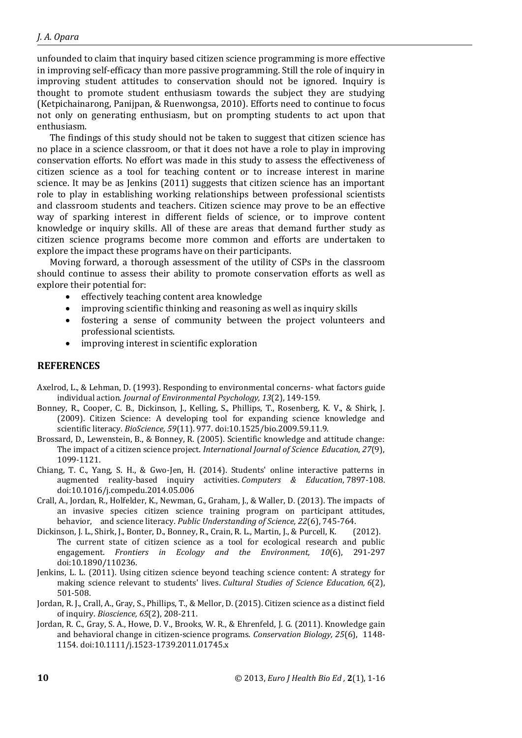unfounded to claim that inquiry based citizen science programming is more effective in improving self-efficacy than more passive programming. Still the role of inquiry in improving student attitudes to conservation should not be ignored. Inquiry is thought to promote student enthusiasm towards the subject they are studying (Ketpichainarong, Panijpan, & Ruenwongsa, 2010). Efforts need to continue to focus not only on generating enthusiasm, but on prompting students to act upon that enthusiasm.

The findings of this study should not be taken to suggest that citizen science has no place in a science classroom, or that it does not have a role to play in improving conservation efforts. No effort was made in this study to assess the effectiveness of citizen science as a tool for teaching content or to increase interest in marine science. It may be as Jenkins (2011) suggests that citizen science has an important role to play in establishing working relationships between professional scientists and classroom students and teachers. Citizen science may prove to be an effective way of sparking interest in different fields of science, or to improve content knowledge or inquiry skills. All of these are areas that demand further study as citizen science programs become more common and efforts are undertaken to explore the impact these programs have on their participants.

Moving forward, a thorough assessment of the utility of CSPs in the classroom should continue to assess their ability to promote conservation efforts as well as explore their potential for:

- effectively teaching content area knowledge
- improving scientific thinking and reasoning as well as inquiry skills
- fostering a sense of community between the project volunteers and professional scientists.
- improving interest in scientific exploration

## REFERENCES

Axelrod, L., & Lehman, D. (1993). Responding to environmental concerns- what factors guide individual action. *Journal of Environmental Psychology, 13*(2), 149-159.

Bonney, R., Cooper, C. B., Dickinson, J., Kelling, S., Phillips, T., Rosenberg, K. V., & Shirk, J. (2009). Citizen Science: A developing tool for expanding science knowledge and scientific literacy. *BioScience, 59*(11). 977. doi:10.1525/bio.2009.59.11.9.

Brossard, D., Lewenstein, B., & Bonney, R. (2005). Scientific knowledge and attitude change: The impact of a citizen science project. *International Journal of Science Education*, *27*(9), 1099-1121.

Chiang, T. C., Yang, S. H., & Gwo-Jen, H. (2014). Students' online interactive patterns in augmented reality-based inquiry activities. *Computers & Education*, 7897-108. doi:10.1016/j.compedu.2014.05.006

Crall, A., Jordan, R., Holfelder, K., Newman, G., Graham, J., & Waller, D. (2013). The impacts of an invasive species citizen science training program on participant attitudes, behavior, and science literacy. *Public Understanding of Science, 22*(6), 745-764.

Dickinson, J. L., Shirk, J., Bonter, D., Bonney, R., Crain, R. L., Martin, J., & Purcell, K. (2012). The current state of citizen science as a tool for ecological research and public engagement. *Frontiers in Ecology and the Environment, 10*(6), 291-297 doi:10.1890/110236.

Jenkins, L. L. (2011). Using citizen science beyond teaching science content: A strategy for making science relevant to students' lives. *Cultural Studies of Science Education, 6*(2), 501-508.

Jordan, R. J., Crall, A., Gray, S., Phillips, T., & Mellor, D. (2015). Citizen science as a distinct field of inquiry. *Bioscience, 65*(2), 208-211.

Jordan, R. C., Gray, S. A., Howe, D. V., Brooks, W. R., & Ehrenfeld, J. G. (2011). Knowledge gain and behavioral change in citizen-science programs. *Conservation Biology, 25*(6), 1148-1154. doi:10.1111/j.1523-1739.2011.01745.x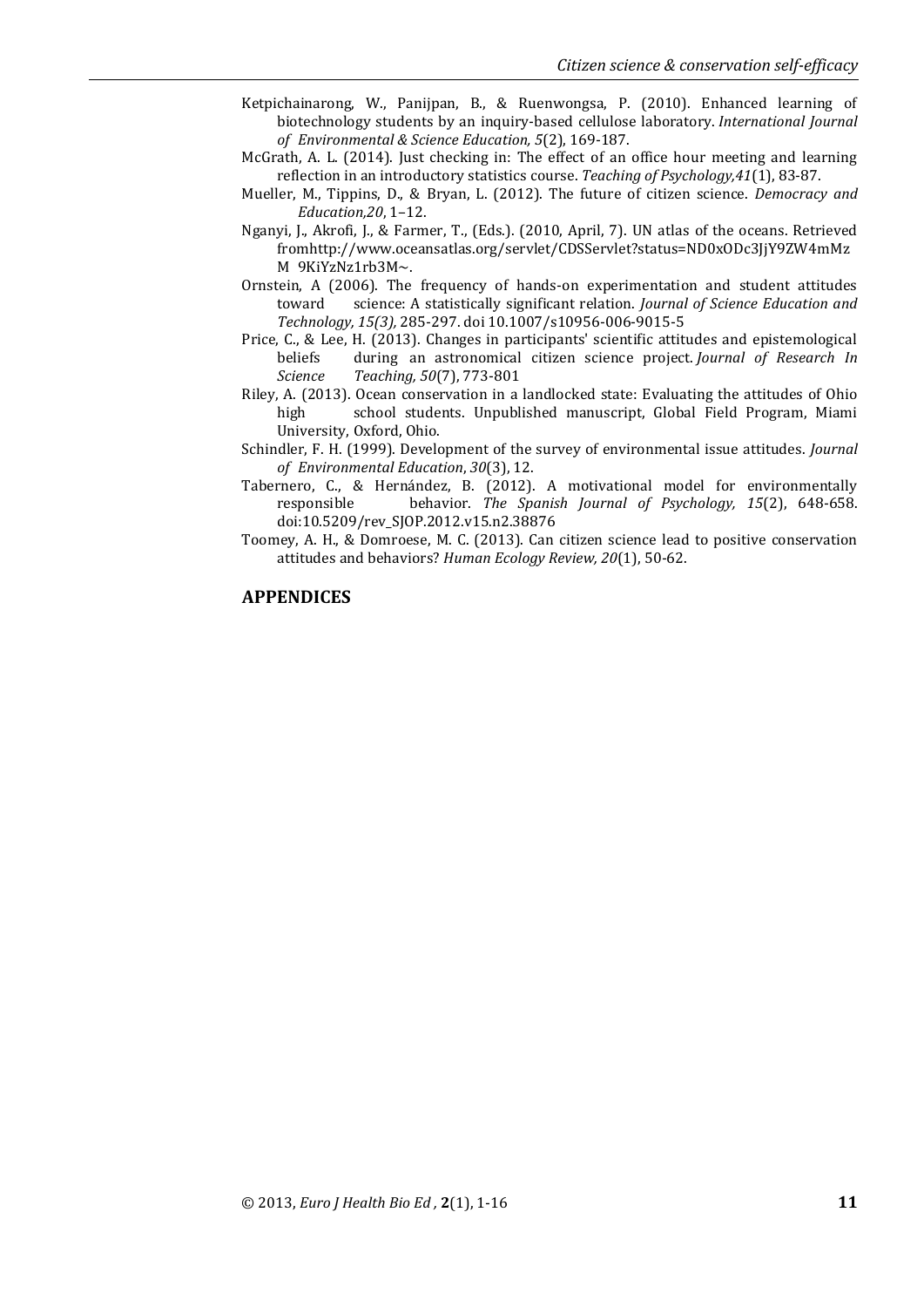Ketpichainarong, W., Panijpan, B., & Ruenwongsa, P. (2010). Enhanced learning of biotechnology students by an inquiry-based cellulose laboratory. *International Journal of Environmental & Science Education, 5*(2), 169-187.

McGrath, A. L. (2014). Just checking in: The effect of an office hour meeting and learning reflection in an introductory statistics course. *Teaching of Psychology,41*(1), 83-87.

Mueller, M., Tippins, D., & Bryan, L. (2012). The future of citizen science. *Democracy and Education,20*, 1–12.

Nganyi, J., Akrofi, J., & Farmer, T., (Eds.). (2010, April, 7). UN atlas of the oceans. Retrieved fromhttp://www.oceansatlas.org/servlet/CDSServlet?status=ND0xODc3JjY9ZW4mMzM 9KiYzNz1rb3M~.

Ornstein, A (2006). The frequency of hands-on experimentation and student attitudes toward science: A statistically significant relation. *Journal of Science Education and Technology, 15(3),* 285-297. doi 10.1007/s10956-006-9015-5

Price, C., & Lee, H. (2013). Changes in participants' scientific attitudes and epistemological beliefs during an astronomical citizen science project. *Journal of Research In Science Teaching, 50*(7), 773-801

Riley, A. (2013). Ocean conservation in a landlocked state: Evaluating the attitudes of Ohio high school students. Unpublished manuscript, Global Field Program, Miami University, Oxford, Ohio.

Schindler, F. H. (1999). Development of the survey of environmental issue attitudes. *Journal of Environmental Education*, *30*(3), 12.

Tabernero, C., & Hernández, B. (2012). A motivational model for environmentally responsible behavior. *The Spanish Journal of Psychology, 15*(2), 648-658. doi:10.5209/rev_SJOP.2012.v15.n2.38876

Toomey, A. H., & Domroese, M. C. (2013). Can citizen science lead to positive conservation attitudes and behaviors? *Human Ecology Review, 20*(1), 50-62.

## APPENDICES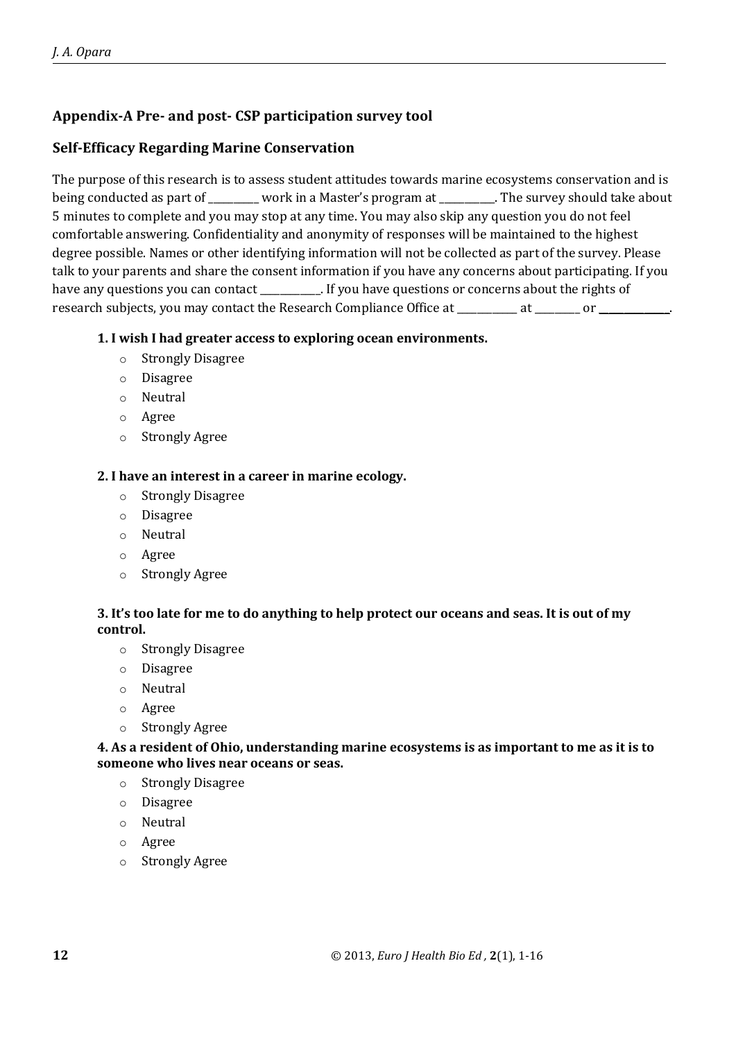## Appendix-A Pre- and post- CSP participation survey tool

### Self-Efficacy Regarding Marine Conservation

The purpose of this research is to assess student attitudes towards marine ecosystems conservation and is being conducted as part of _________ work in a Master's program at __________. The survey should take about 5 minutes to complete and you may stop at any time. You may also skip any question you do not feel comfortable answering. Confidentiality and anonymity of responses will be maintained to the highest degree possible. Names or other identifying information will not be collected as part of the survey. Please talk to your parents and share the consent information if you have any concerns about participating. If you have any questions you can contact ___________. If you have questions or concerns about the rights of research subjects, you may contact the Research Compliance Office at ___________ at ________ or _____________.

**1. I wish I had greater access to exploring ocean environments.**

- Strongly Disagree
- Disagree
- Neutral
- Agree
- Strongly Agree

**2. I have an interest in a career in marine ecology.**

- Strongly Disagree
- Disagree
- Neutral
- Agree
- Strongly Agree

**3. It's too late for me to do anything to help protect our oceans and seas. It is out of my control.**

- Strongly Disagree
- Disagree
- Neutral
- Agree
- Strongly Agree

**4. As a resident of Ohio, understanding marine ecosystems is as important to me as it is to someone who lives near oceans or seas.**

- Strongly Disagree
- Disagree
- Neutral
- Agree
- Strongly Agree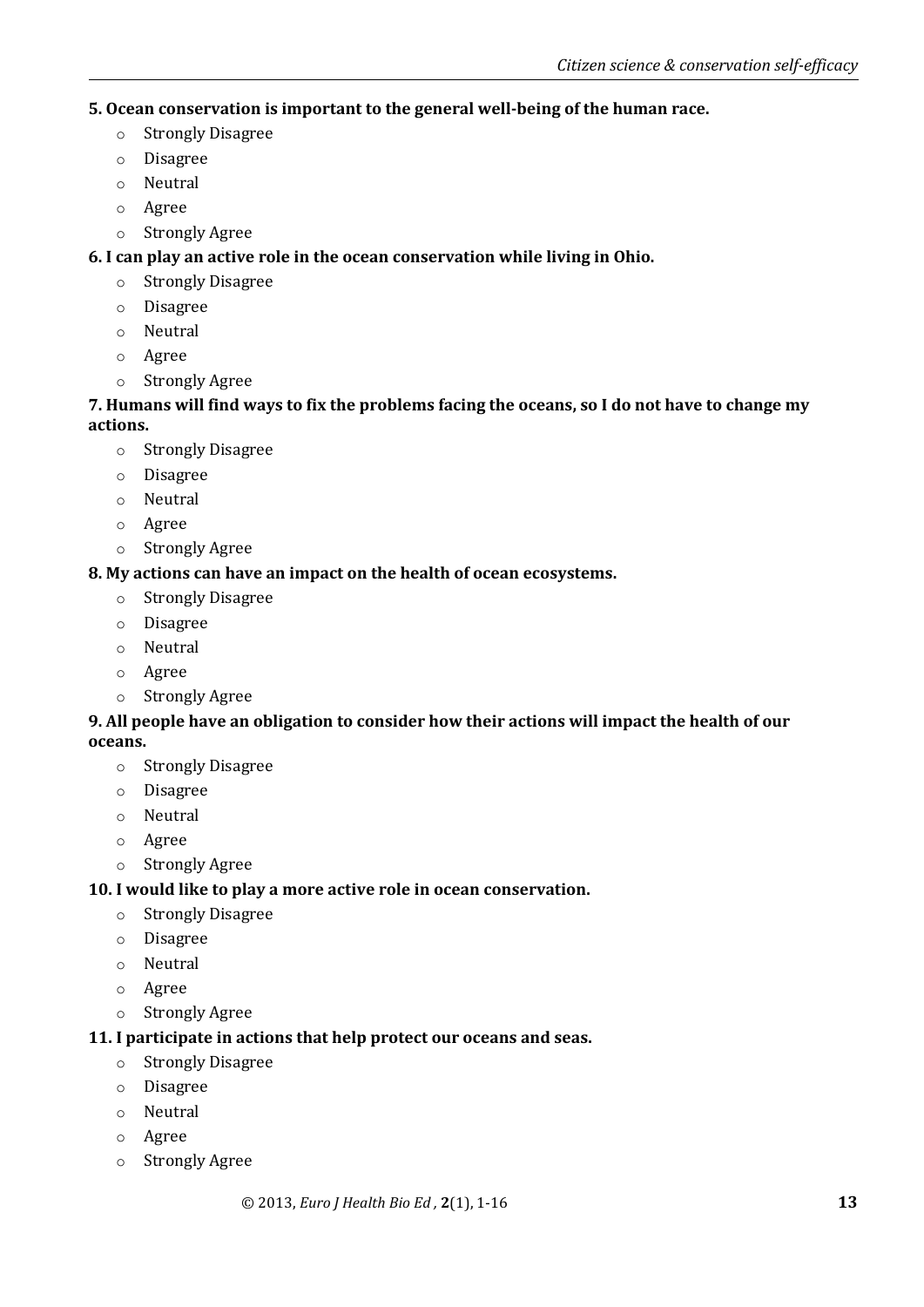**5. Ocean conservation is important to the general well-being of the human race.**

- Strongly Disagree
- Disagree
- Neutral
- Agree
- Strongly Agree

**6. I can play an active role in the ocean conservation while living in Ohio.**

- Strongly Disagree
- Disagree
- Neutral
- Agree
- Strongly Agree

**7. Humans will find ways to fix the problems facing the oceans, so I do not have to change my actions.**

- Strongly Disagree
- Disagree
- Neutral
- Agree
- Strongly Agree

**8. My actions can have an impact on the health of ocean ecosystems.**

- Strongly Disagree
- Disagree
- Neutral
- Agree
- Strongly Agree

**9. All people have an obligation to consider how their actions will impact the health of our oceans.**

- Strongly Disagree
- Disagree
- Neutral
- Agree
- Strongly Agree

**10. I would like to play a more active role in ocean conservation.**

- Strongly Disagree
- Disagree
- Neutral
- Agree
- Strongly Agree

**11. I participate in actions that help protect our oceans and seas.**

- Strongly Disagree
- Disagree
- Neutral
- Agree
- Strongly Agree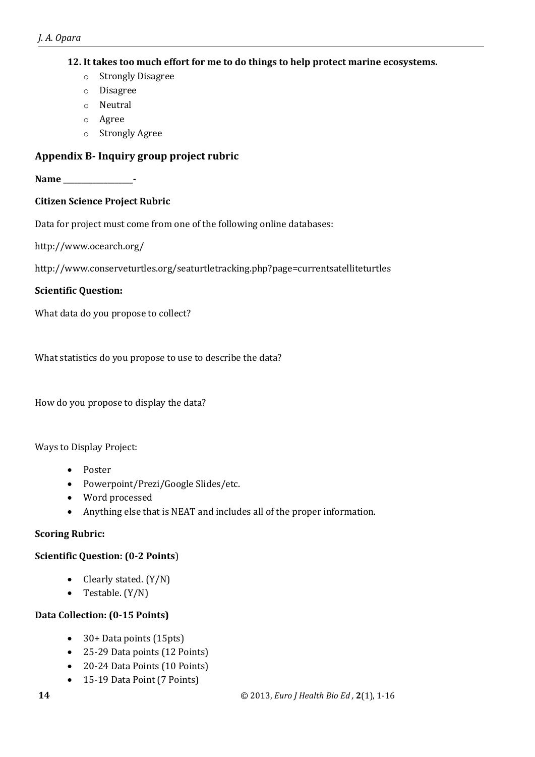**12. It takes too much effort for me to do things to help protect marine ecosystems.**

- Strongly Disagree
- Disagree
- Neutral
- Agree
- Strongly Agree

## Appendix B- Inquiry group project rubric

**Name \_\_\_\_\_\_\_\_\_\_\_\_\_\_\_\_\_\_\_-**

**Citizen Science Project Rubric**

Data for project must come from one of the following online databases:

http://www.ocearch.org/

http://www.conserveturtles.org/seaturtletracking.php?page=currentsatelliteturtles

**Scientific Question:**

What data do you propose to collect?

What statistics do you propose to use to describe the data?

How do you propose to display the data?

Ways to Display Project:

- Poster
- Powerpoint/Prezi/Google Slides/etc.
- Word processed
- Anything else that is NEAT and includes all of the proper information.

**Scoring Rubric:**

**Scientific Question: (0-2 Points)**

- Clearly stated. (Y/N)
- Testable. (Y/N)

**Data Collection: (0-15 Points)**

- 30+ Data points (15pts)
- 25-29 Data points (12 Points)
- 20-24 Data Points (10 Points)
- 15-19 Data Point (7 Points)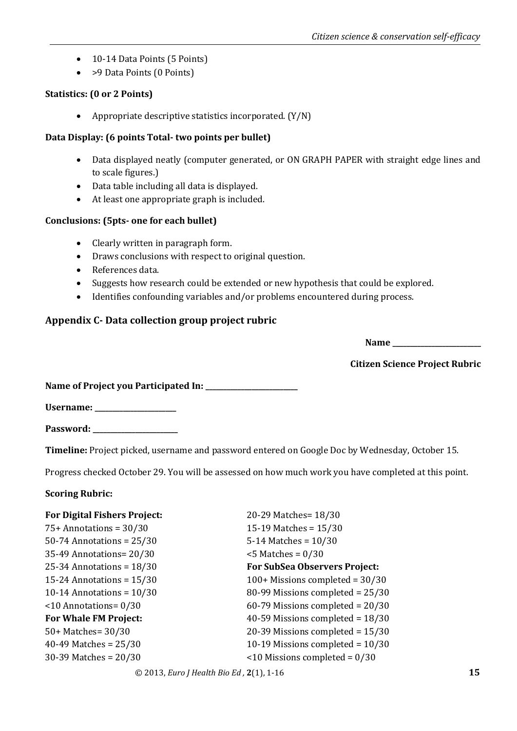- 10-14 Data Points (5 Points)
- >9 Data Points (0 Points)

**Statistics: (0 or 2 Points)**

- Appropriate descriptive statistics incorporated. (Y/N)

**Data Display: (6 points Total- two points per bullet)**

- Data displayed neatly (computer generated, or ON GRAPH PAPER with straight edge lines and to scale figures.)
- Data table including all data is displayed.
- At least one appropriate graph is included.

**Conclusions: (5pts- one for each bullet)**

- Clearly written in paragraph form.
- Draws conclusions with respect to original question.
- References data.
- Suggests how research could be extended or new hypothesis that could be explored.
- Identifies confounding variables and/or problems encountered during process.

## Appendix C- Data collection group project rubric

**Name \_\_\_\_\_\_\_\_\_\_\_\_\_\_\_\_\_\_\_\_\_\_\_\_**

**Citizen Science Project Rubric**

**Name of Project you Participated In: \_\_\_\_\_\_\_\_\_\_\_\_\_\_\_\_\_\_\_\_\_\_\_\_**

**Username: \_\_\_\_\_\_\_\_\_\_\_\_\_\_\_\_\_\_\_\_\_\_**

**Password: \_\_\_\_\_\_\_\_\_\_\_\_\_\_\_\_\_\_\_\_\_\_**

**Timeline:** Project picked, username and password entered on Google Doc by Wednesday, October 15.

Progress checked October 29. You will be assessed on how much work you have completed at this point.

**Scoring Rubric:**

**For Digital Fishers Project:**
75+ Annotations = 30/30
50-74 Annotations = 25/30
35-49 Annotations= 20/30
25-34 Annotations = 18/30
15-24 Annotations = 15/30
10-14 Annotations = 10/30
<10 Annotations= 0/30

**For Whale FM Project:**
50+ Matches= 30/30
40-49 Matches = 25/30
30-39 Matches = 20/30
20-29 Matches= 18/30
15-19 Matches = 15/30
5-14 Matches = 10/30
<5 Matches = 0/30

**For SubSea Observers Project:**
100+ Missions completed = 30/30
80-99 Missions completed = 25/30
60-79 Missions completed = 20/30
40-59 Missions completed = 18/30
20-39 Missions completed = 15/30
10-19 Missions completed = 10/30
<10 Missions completed = 0/30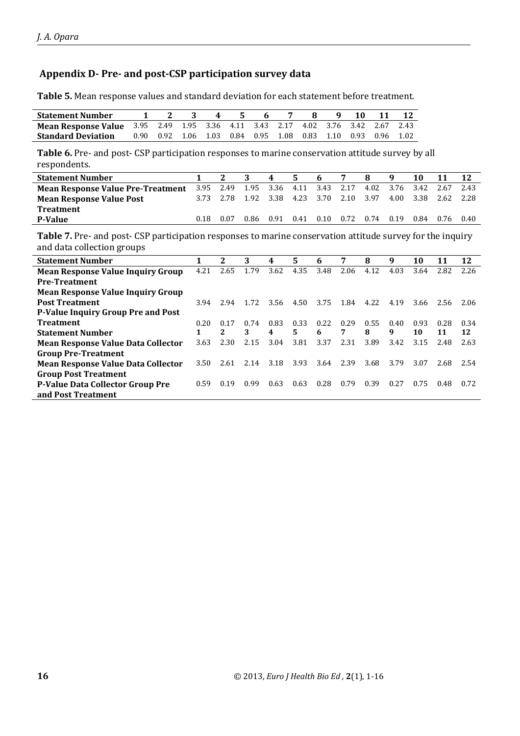## Appendix D- Pre- and post-CSP participation survey data

**Table 5.** Mean response values and standard deviation for each statement before treatment.

| Statement Number | 1 | 2 | 3 | 4 | 5 | 6 | 7 | 8 | 9 | 10 | 11 | 12 |
|---|---|---|---|---|---|---|---|---|---|---|---|---|
| **Mean Response Value** | 3.95 | 2.49 | 1.95 | 3.36 | 4.11 | 3.43 | 2.17 | 4.02 | 3.76 | 3.42 | 2.67 | 2.43 |
| **Standard Deviation** | 0.90 | 0.92 | 1.06 | 1.03 | 0.84 | 0.95 | 1.08 | 0.83 | 1.10 | 0.93 | 0.96 | 1.02 |

**Table 6.** Pre- and post- CSP participation responses to marine conservation attitude survey by all respondents.

| Statement Number | 1 | 2 | 3 | 4 | 5 | 6 | 7 | 8 | 9 | 10 | 11 | 12 |
|---|---|---|---|---|---|---|---|---|---|---|---|---|
| **Mean Response Value Pre-Treatment** | 3.95 | 2.49 | 1.95 | 3.36 | 4.11 | 3.43 | 2.17 | 4.02 | 3.76 | 3.42 | 2.67 | 2.43 |
| **Mean Response Value Post Treatment** | 3.73 | 2.78 | 1.92 | 3.38 | 4.23 | 3.70 | 2.10 | 3.97 | 4.00 | 3.38 | 2.62 | 2.28 |
| **P-Value** | 0.18 | 0.07 | 0.86 | 0.91 | 0.41 | 0.10 | 0.72 | 0.74 | 0.19 | 0.84 | 0.76 | 0.40 |

**Table 7.** Pre- and post- CSP participation responses to marine conservation attitude survey for the inquiry and data collection groups

| Statement Number | 1 | 2 | 3 | 4 | 5 | 6 | 7 | 8 | 9 | 10 | 11 | 12 |
|---|---|---|---|---|---|---|---|---|---|---|---|---|
| **Mean Response Value Inquiry Group Pre-Treatment** | 4.21 | 2.65 | 1.79 | 3.62 | 4.35 | 3.48 | 2.06 | 4.12 | 4.03 | 3.64 | 2.82 | 2.26 |
| **Mean Response Value Inquiry Group Post Treatment** | 3.94 | 2.94 | 1.72 | 3.56 | 4.50 | 3.75 | 1.84 | 4.22 | 4.19 | 3.66 | 2.56 | 2.06 |
| **P-Value Inquiry Group Pre and Post Treatment** | 0.20 | 0.17 | 0.74 | 0.83 | 0.33 | 0.22 | 0.29 | 0.55 | 0.40 | 0.93 | 0.28 | 0.34 |
| **Statement Number** | **1** | **2** | **3** | **4** | **5** | **6** | **7** | **8** | **9** | **10** | **11** | **12** |
| **Mean Response Value Data Collector Group Pre-Treatment** | 3.63 | 2.30 | 2.15 | 3.04 | 3.81 | 3.37 | 2.31 | 3.89 | 3.42 | 3.15 | 2.48 | 2.63 |
| **Mean Response Value Data Collector Group Post Treatment** | 3.50 | 2.61 | 2.14 | 3.18 | 3.93 | 3.64 | 2.39 | 3.68 | 3.79 | 3.07 | 2.68 | 2.54 |
| **P-Value Data Collector Group Pre and Post Treatment** | 0.59 | 0.19 | 0.99 | 0.63 | 0.63 | 0.28 | 0.79 | 0.39 | 0.27 | 0.75 | 0.48 | 0.72 |